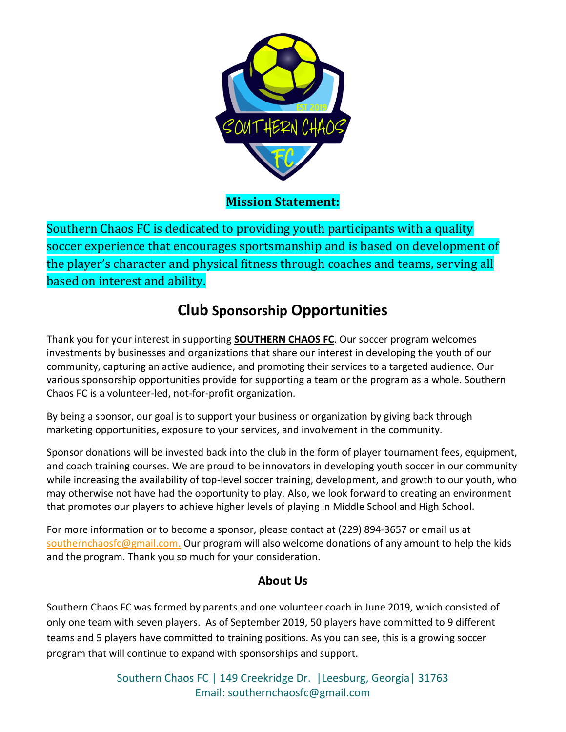**Mission Statement:**

Southern Chaos FC is dedicated to providing youth participants with a quality soccer experience that encourages sportsmanship and is based on development of the player's character and physical fitness through coaches and teams, serving all based on interest and ability.

## Club Sponsorship Opportunities

Thank you for your interest in supporting **SOUTHERN CHAOS FC**. Our soccer program welcomes investments by businesses and organizations that share our interest in developing the youth of our community, capturing an active audience, and promoting their services to a targeted audience. Our various sponsorship opportunities provide for supporting a team or the program as a whole. Southern Chaos FC is a volunteer-led, not-for-profit organization.

By being a sponsor, our goal is to support your business or organization by giving back through marketing opportunities, exposure to your services, and involvement in the community.

Sponsor donations will be invested back into the club in the form of player tournament fees, equipment, and coach training courses. We are proud to be innovators in developing youth soccer in our community while increasing the availability of top-level soccer training, development, and growth to our youth, who may otherwise not have had the opportunity to play. Also, we look forward to creating an environment that promotes our players to achieve higher levels of playing in Middle School and High School.

For more information or to become a sponsor, please contact at (229) 894-3657 or email us at southernchaosfc@gmail.com. Our program will also welcome donations of any amount to help the kids and the program. Thank you so much for your consideration.

### About Us

Southern Chaos FC was formed by parents and one volunteer coach in June 2019, which consisted of only one team with seven players. As of September 2019, 50 players have committed to 9 different teams and 5 players have committed to training positions. As you can see, this is a growing soccer program that will continue to expand with sponsorships and support.

Southern Chaos FC | 149 Creekridge Dr. |Leesburg, Georgia| 31763
Email: southernchaosfc@gmail.com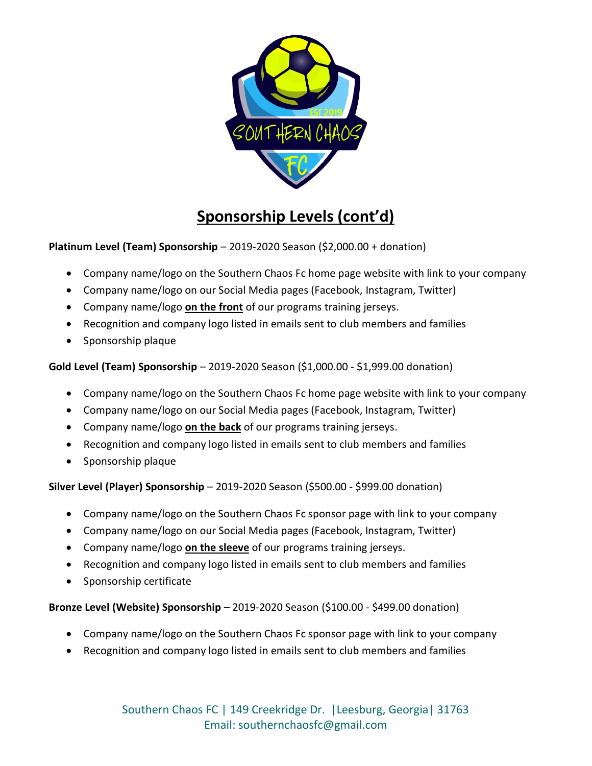## Sponsorship Levels (cont'd)

**Platinum Level (Team) Sponsorship** – 2019-2020 Season ($2,000.00 + donation)

- Company name/logo on the Southern Chaos Fc home page website with link to your company
- Company name/logo on our Social Media pages (Facebook, Instagram, Twitter)
- Company name/logo **on the front** of our programs training jerseys.
- Recognition and company logo listed in emails sent to club members and families
- Sponsorship plaque

**Gold Level (Team) Sponsorship** – 2019-2020 Season ($1,000.00 - $1,999.00 donation)

- Company name/logo on the Southern Chaos Fc home page website with link to your company
- Company name/logo on our Social Media pages (Facebook, Instagram, Twitter)
- Company name/logo **on the back** of our programs training jerseys.
- Recognition and company logo listed in emails sent to club members and families
- Sponsorship plaque

**Silver Level (Player) Sponsorship** – 2019-2020 Season ($500.00 - $999.00 donation)

- Company name/logo on the Southern Chaos Fc sponsor page with link to your company
- Company name/logo on our Social Media pages (Facebook, Instagram, Twitter)
- Company name/logo **on the sleeve** of our programs training jerseys.
- Recognition and company logo listed in emails sent to club members and families
- Sponsorship certificate

**Bronze Level (Website) Sponsorship** – 2019-2020 Season ($100.00 - $499.00 donation)

- Company name/logo on the Southern Chaos Fc sponsor page with link to your company
- Recognition and company logo listed in emails sent to club members and families

Southern Chaos FC | 149 Creekridge Dr. |Leesburg, Georgia| 31763
Email: southernchaosfc@gmail.com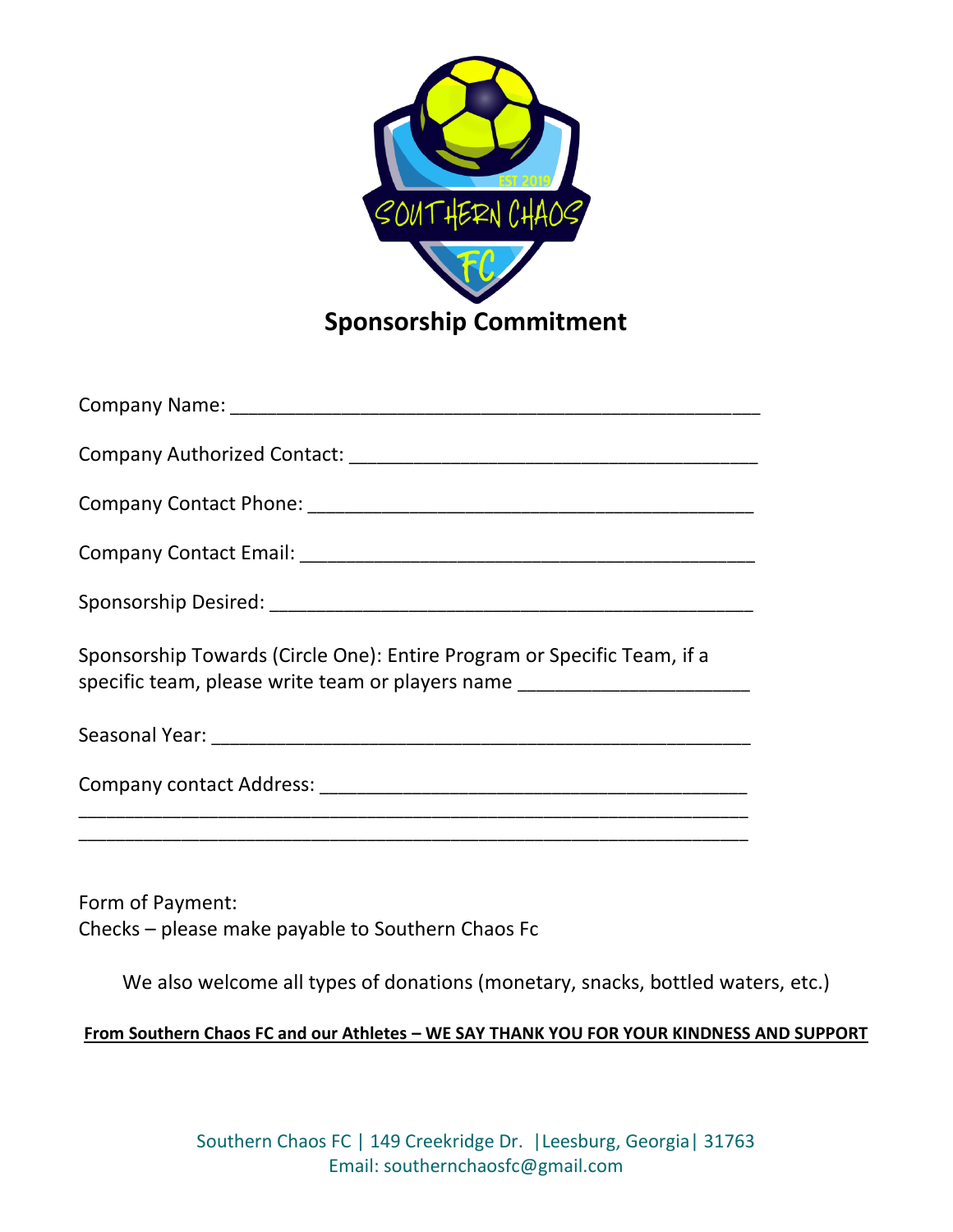# Sponsorship Commitment

Company Name: _______________________________________________

Company Authorized Contact: ____________________________________

Company Contact Phone: ________________________________________

Company Contact Email: ________________________________________

Sponsorship Desired: __________________________________________

Sponsorship Towards (Circle One): Entire Program or Specific Team, if a specific team, please write team or players name ____________________

Seasonal Year: _______________________________________________

Company contact Address: ______________________________________
_____________________________________________________________
_____________________________________________________________

Form of Payment:
Checks – please make payable to Southern Chaos Fc

We also welcome all types of donations (monetary, snacks, bottled waters, etc.)

**From Southern Chaos FC and our Athletes – WE SAY THANK YOU FOR YOUR KINDNESS AND SUPPORT**

Southern Chaos FC | 149 Creekridge Dr. |Leesburg, Georgia| 31763
Email: southernchaosfc@gmail.com